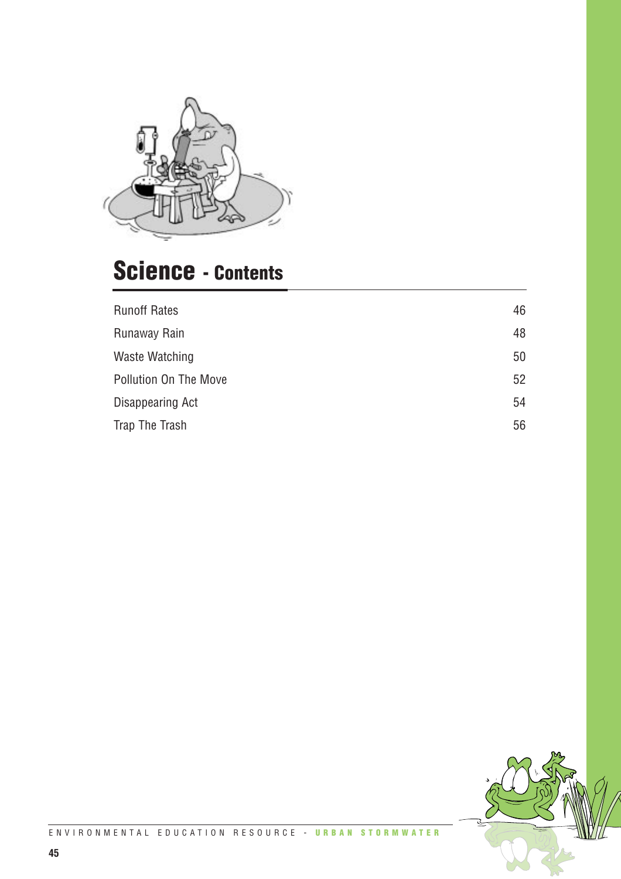# Science - Contents

| | |
|---|---|
| Runoff Rates | 46 |
| Runaway Rain | 48 |
| Waste Watching | 50 |
| Pollution On The Move | 52 |
| Disappearing Act | 54 |
| Trap The Trash | 56 |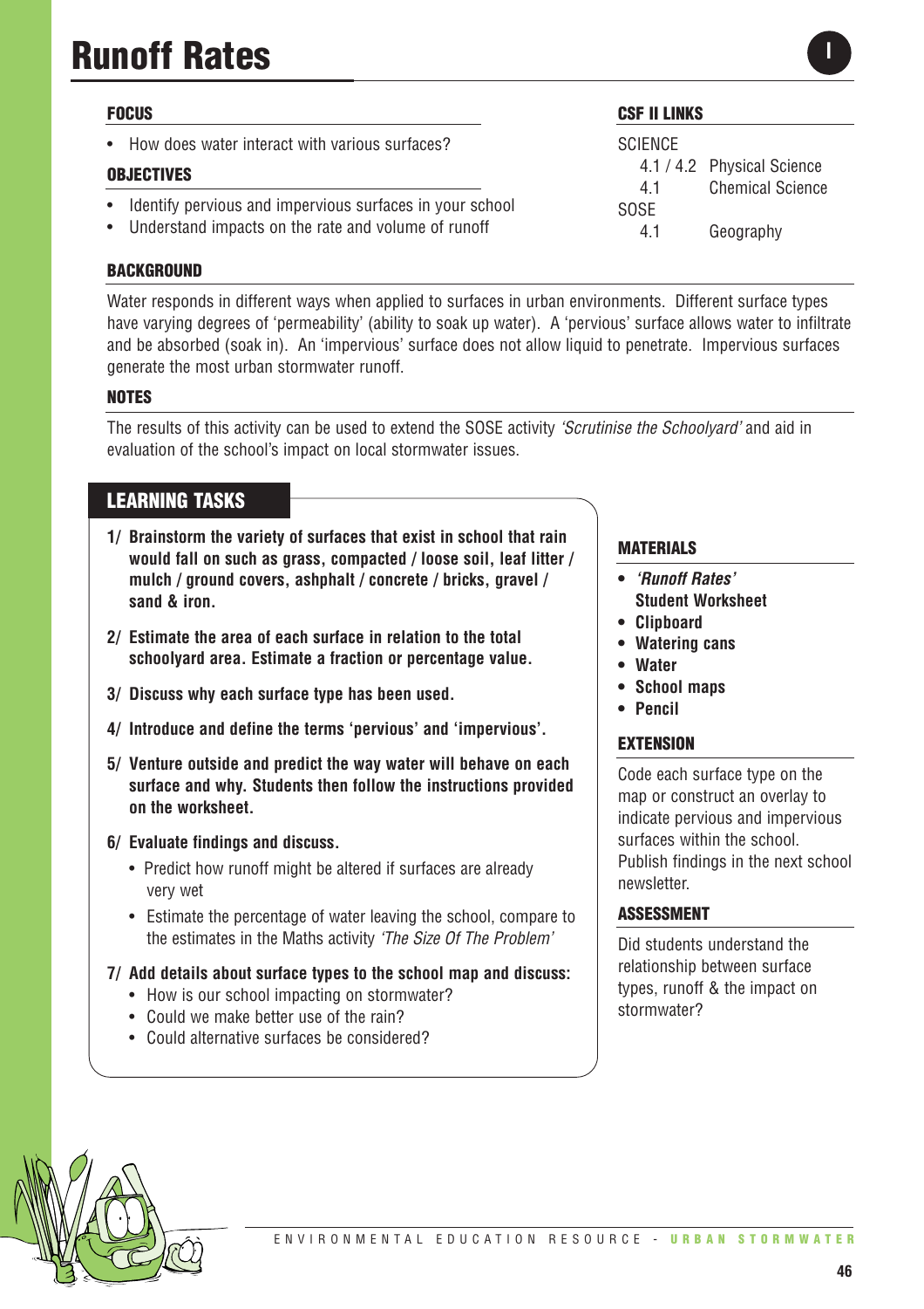# Runoff Rates

### FOCUS

- How does water interact with various surfaces?

### OBJECTIVES

- Identify pervious and impervious surfaces in your school
- Understand impacts on the rate and volume of runoff

### CSF II LINKS

SCIENCE
- 4.1 / 4.2 Physical Science
- 4.1 Chemical Science

SOSE
- 4.1 Geography

### BACKGROUND

Water responds in different ways when applied to surfaces in urban environments. Different surface types have varying degrees of 'permeability' (ability to soak up water). A 'pervious' surface allows water to infiltrate and be absorbed (soak in). An 'impervious' surface does not allow liquid to penetrate. Impervious surfaces generate the most urban stormwater runoff.

### NOTES

The results of this activity can be used to extend the SOSE activity *'Scrutinise the Schoolyard'* and aid in evaluation of the school's impact on local stormwater issues.

## LEARNING TASKS

**1/ Brainstorm the variety of surfaces that exist in school that rain would fall on such as grass, compacted / loose soil, leaf litter / mulch / ground covers, asphalt / concrete / bricks, gravel / sand & iron.**

**2/ Estimate the area of each surface in relation to the total schoolyard area. Estimate a fraction or percentage value.**

**3/ Discuss why each surface type has been used.**

**4/ Introduce and define the terms 'pervious' and 'impervious'.**

**5/ Venture outside and predict the way water will behave on each surface and why. Students then follow the instructions provided on the worksheet.**

**6/ Evaluate findings and discuss.**

- Predict how runoff might be altered if surfaces are already very wet
- Estimate the percentage of water leaving the school, compare to the estimates in the Maths activity *'The Size Of The Problem'*

**7/ Add details about surface types to the school map and discuss:**

- How is our school impacting on stormwater?
- Could we make better use of the rain?
- Could alternative surfaces be considered?

### MATERIALS

- ***'Runoff Rates'* Student Worksheet**
- **Clipboard**
- **Watering cans**
- **Water**
- **School maps**
- **Pencil**

### EXTENSION

Code each surface type on the map or construct an overlay to indicate pervious and impervious surfaces within the school. Publish findings in the next school newsletter.

### ASSESSMENT

Did students understand the relationship between surface types, runoff & the impact on stormwater?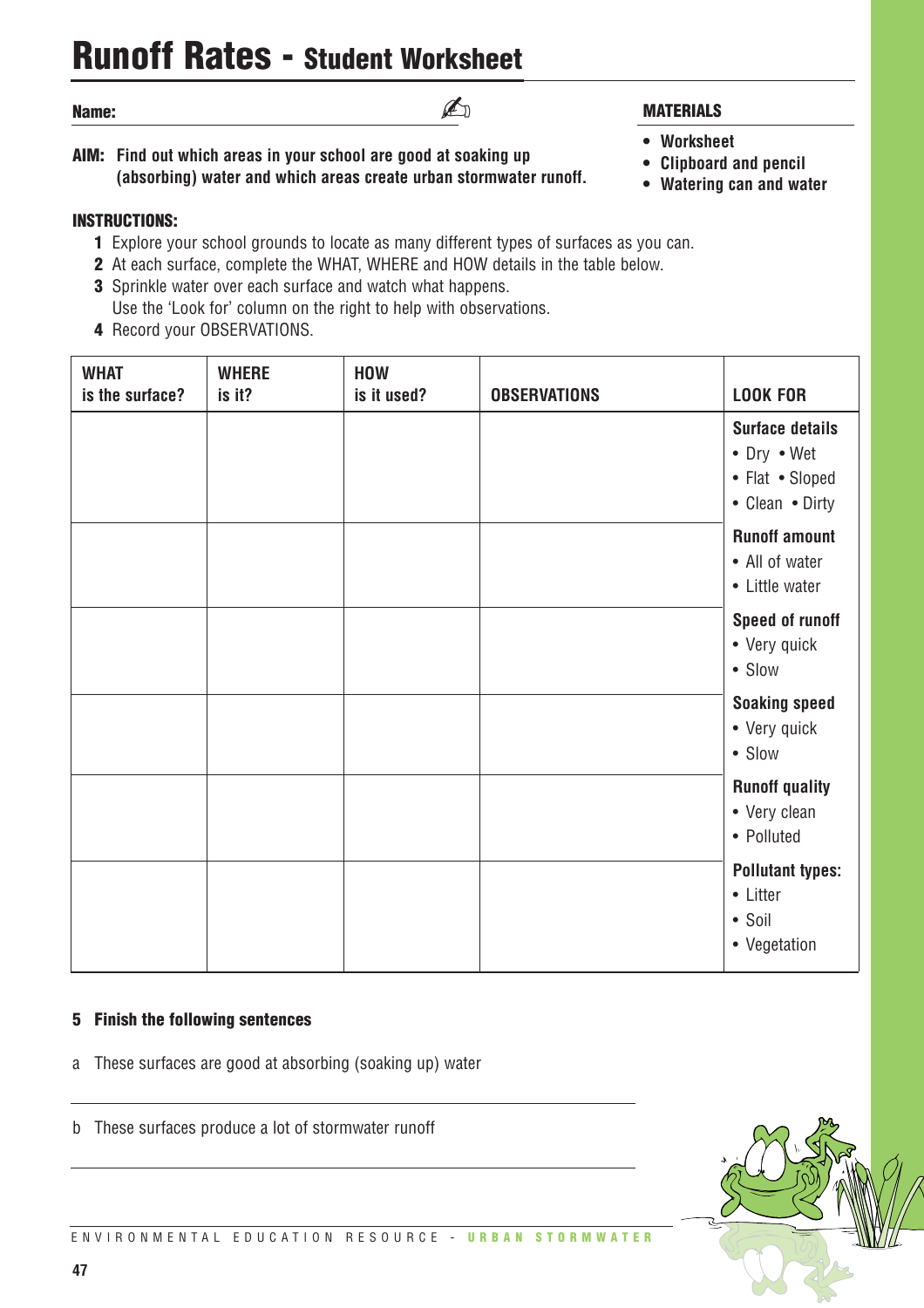# Runoff Rates - Student Worksheet

**Name:**

**AIM: Find out which areas in your school are good at soaking up (absorbing) water and which areas create urban stormwater runoff.**

## MATERIALS

- **Worksheet**
- **Clipboard and pencil**
- **Watering can and water**

**INSTRUCTIONS:**

1. Explore your school grounds to locate as many different types of surfaces as you can.
2. At each surface, complete the WHAT, WHERE and HOW details in the table below.
3. Sprinkle water over each surface and watch what happens.
   Use the 'Look for' column on the right to help with observations.
4. Record your OBSERVATIONS.

| WHAT is the surface? | WHERE is it? | HOW is it used? | OBSERVATIONS | LOOK FOR |
|---|---|---|---|---|
| | | | | **Surface details** • Dry • Wet • Flat • Sloped • Clean • Dirty |
| | | | | **Runoff amount** • All of water • Little water |
| | | | | **Speed of runoff** • Very quick • Slow |
| | | | | **Soaking speed** • Very quick • Slow |
| | | | | **Runoff quality** • Very clean • Polluted |
| | | | | **Pollutant types:** • Litter • Soil • Vegetation |

**5 Finish the following sentences**

a These surfaces are good at absorbing (soaking up) water

---

b These surfaces produce a lot of stormwater runoff

---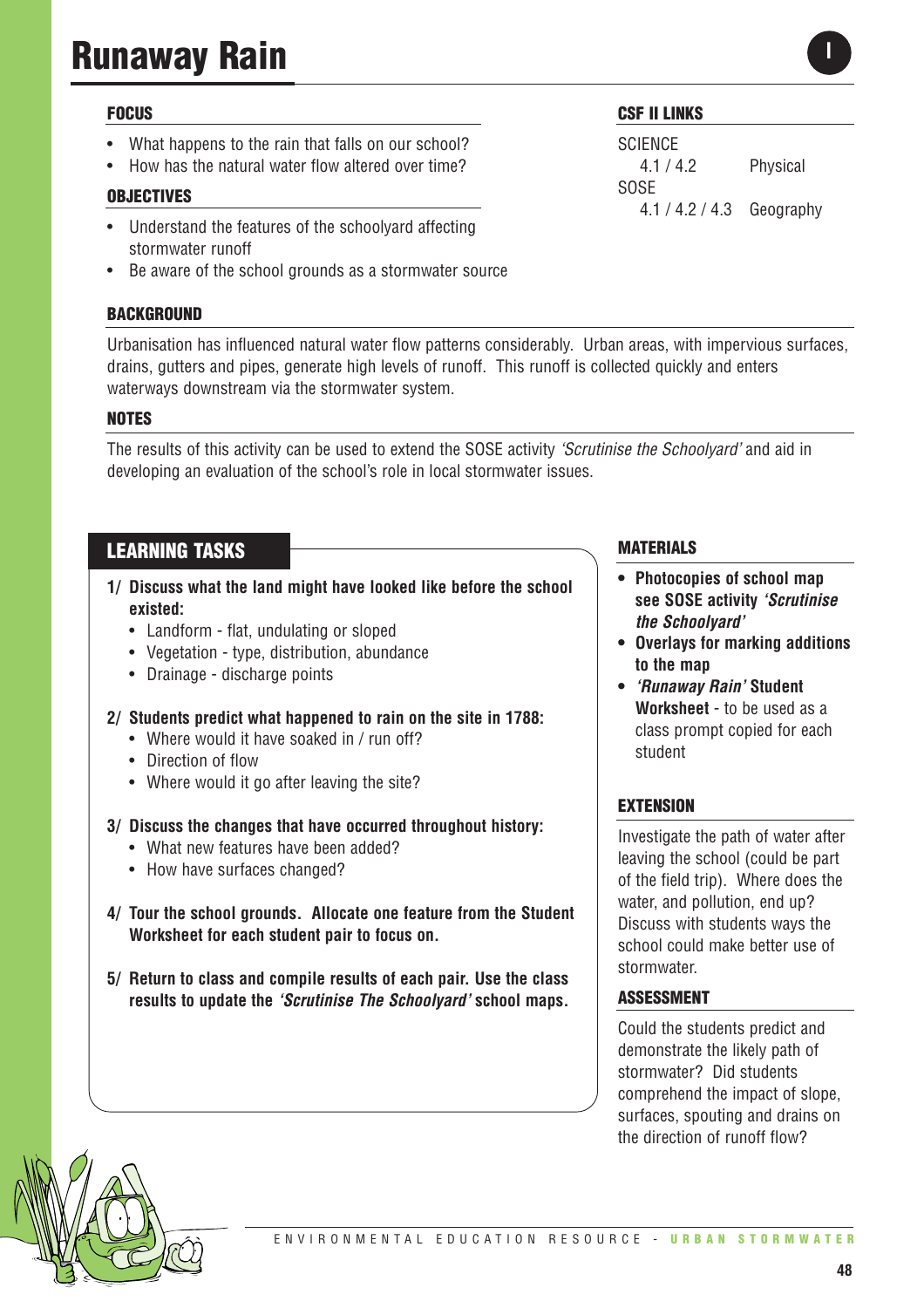# Runaway Rain

I

## FOCUS

- What happens to the rain that falls on our school?
- How has the natural water flow altered over time?

## OBJECTIVES

- Understand the features of the schoolyard affecting stormwater runoff
- Be aware of the school grounds as a stormwater source

## CSF II LINKS

SCIENCE
4.1 / 4.2 Physical
SOSE
4.1 / 4.2 / 4.3 Geography

## BACKGROUND

Urbanisation has influenced natural water flow patterns considerably. Urban areas, with impervious surfaces, drains, gutters and pipes, generate high levels of runoff. This runoff is collected quickly and enters waterways downstream via the stormwater system.

## NOTES

The results of this activity can be used to extend the SOSE activity *'Scrutinise the Schoolyard'* and aid in developing an evaluation of the school's role in local stormwater issues.

## LEARNING TASKS

**1/ Discuss what the land might have looked like before the school existed:**
- Landform - flat, undulating or sloped
- Vegetation - type, distribution, abundance
- Drainage - discharge points

**2/ Students predict what happened to rain on the site in 1788:**
- Where would it have soaked in / run off?
- Direction of flow
- Where would it go after leaving the site?

**3/ Discuss the changes that have occurred throughout history:**
- What new features have been added?
- How have surfaces changed?

**4/ Tour the school grounds. Allocate one feature from the Student Worksheet for each student pair to focus on.**

**5/ Return to class and compile results of each pair. Use the class results to update the *'Scrutinise The Schoolyard'* school maps.**

## MATERIALS

- **Photocopies of school map see SOSE activity *'Scrutinise the Schoolyard'***
- **Overlays for marking additions to the map**
- ***'Runaway Rain'* Student Worksheet** - to be used as a class prompt copied for each student

## EXTENSION

Investigate the path of water after leaving the school (could be part of the field trip). Where does the water, and pollution, end up? Discuss with students ways the school could make better use of stormwater.

## ASSESSMENT

Could the students predict and demonstrate the likely path of stormwater? Did students comprehend the impact of slope, surfaces, spouting and drains on the direction of runoff flow?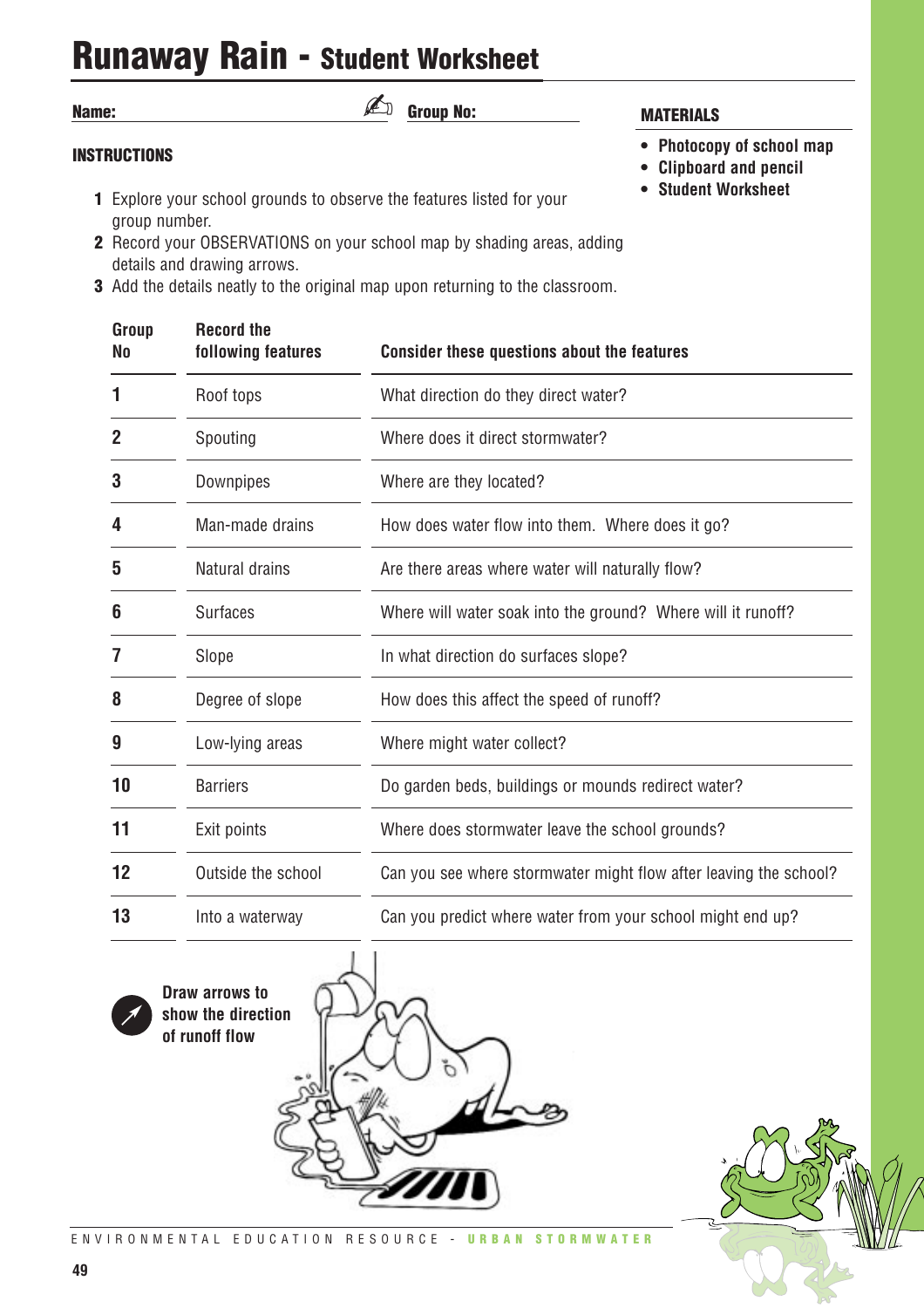# Runaway Rain - Student Worksheet

**Name:** ____________________ **Group No:** __________

## MATERIALS

- Photocopy of school map
- Clipboard and pencil
- Student Worksheet

## INSTRUCTIONS

1. Explore your school grounds to observe the features listed for your group number.
2. Record your OBSERVATIONS on your school map by shading areas, adding details and drawing arrows.
3. Add the details neatly to the original map upon returning to the classroom.

| Group No | Record the following features | Consider these questions about the features |
|---|---|---|
| 1 | Roof tops | What direction do they direct water? |
| 2 | Spouting | Where does it direct stormwater? |
| 3 | Downpipes | Where are they located? |
| 4 | Man-made drains | How does water flow into them. Where does it go? |
| 5 | Natural drains | Are there areas where water will naturally flow? |
| 6 | Surfaces | Where will water soak into the ground? Where will it runoff? |
| 7 | Slope | In what direction do surfaces slope? |
| 8 | Degree of slope | How does this affect the speed of runoff? |
| 9 | Low-lying areas | Where might water collect? |
| 10 | Barriers | Do garden beds, buildings or mounds redirect water? |
| 11 | Exit points | Where does stormwater leave the school grounds? |
| 12 | Outside the school | Can you see where stormwater might flow after leaving the school? |
| 13 | Into a waterway | Can you predict where water from your school might end up? |

**Draw arrows to show the direction of runoff flow**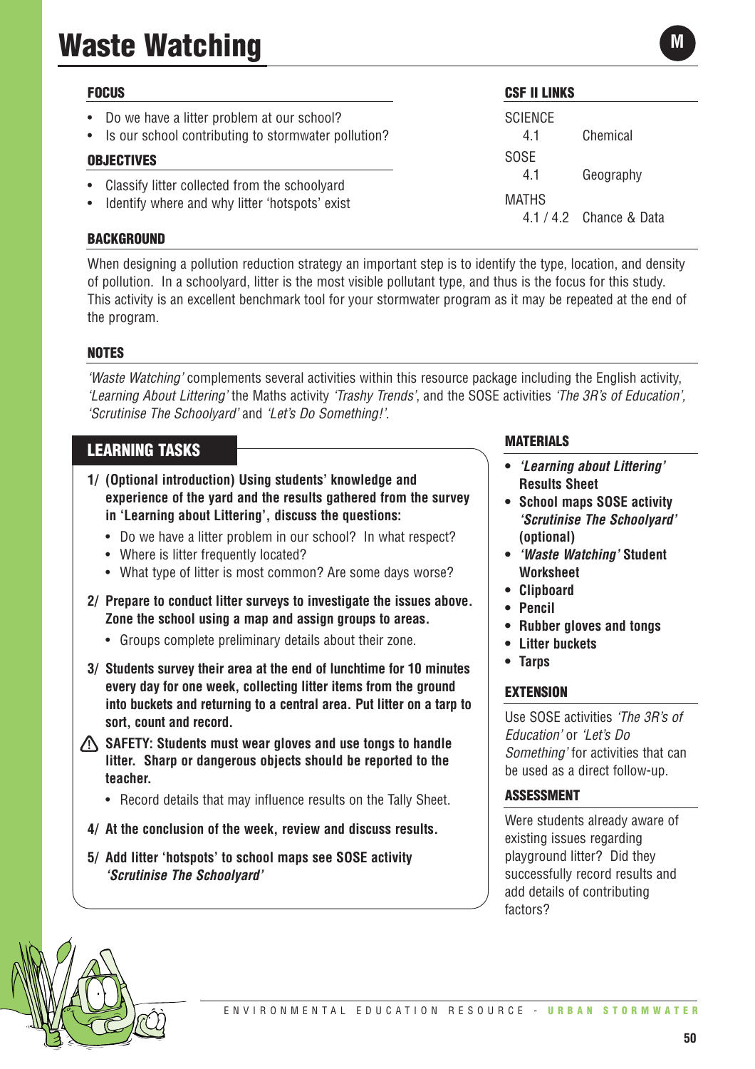# Waste Watching

M

## FOCUS

- Do we have a litter problem at our school?
- Is our school contributing to stormwater pollution?

## OBJECTIVES

- Classify litter collected from the schoolyard
- Identify where and why litter 'hotspots' exist

## CSF II LINKS

SCIENCE
4.1 Chemical

SOSE
4.1 Geography

MATHS
4.1 / 4.2 Chance & Data

## BACKGROUND

When designing a pollution reduction strategy an important step is to identify the type, location, and density of pollution. In a schoolyard, litter is the most visible pollutant type, and thus is the focus for this study. This activity is an excellent benchmark tool for your stormwater program as it may be repeated at the end of the program.

## NOTES

*'Waste Watching'* complements several activities within this resource package including the English activity, *'Learning About Littering'* the Maths activity *'Trashy Trends'*, and the SOSE activities *'The 3R's of Education'*, *'Scrutinise The Schoolyard'* and *'Let's Do Something!'*.

## LEARNING TASKS

**1/ (Optional introduction) Using students' knowledge and experience of the yard and the results gathered from the survey in 'Learning about Littering', discuss the questions:**

- Do we have a litter problem in our school? In what respect?
- Where is litter frequently located?
- What type of litter is most common? Are some days worse?

**2/ Prepare to conduct litter surveys to investigate the issues above. Zone the school using a map and assign groups to areas.**

- Groups complete preliminary details about their zone.

**3/ Students survey their area at the end of lunchtime for 10 minutes every day for one week, collecting litter items from the ground into buckets and returning to a central area. Put litter on a tarp to sort, count and record.**

⚠ **SAFETY: Students must wear gloves and use tongs to handle litter. Sharp or dangerous objects should be reported to the teacher.**

- Record details that may influence results on the Tally Sheet.

**4/ At the conclusion of the week, review and discuss results.**

**5/ Add litter 'hotspots' to school maps see SOSE activity *'Scrutinise The Schoolyard'***

## MATERIALS

- ***'Learning about Littering'* Results Sheet**
- **School maps SOSE activity *'Scrutinise The Schoolyard'* (optional)**
- ***'Waste Watching'* Student Worksheet**
- **Clipboard**
- **Pencil**
- **Rubber gloves and tongs**
- **Litter buckets**
- **Tarps**

## EXTENSION

Use SOSE activities *'The 3R's of Education'* or *'Let's Do Something'* for activities that can be used as a direct follow-up.

## ASSESSMENT

Were students already aware of existing issues regarding playground litter? Did they successfully record results and add details of contributing factors?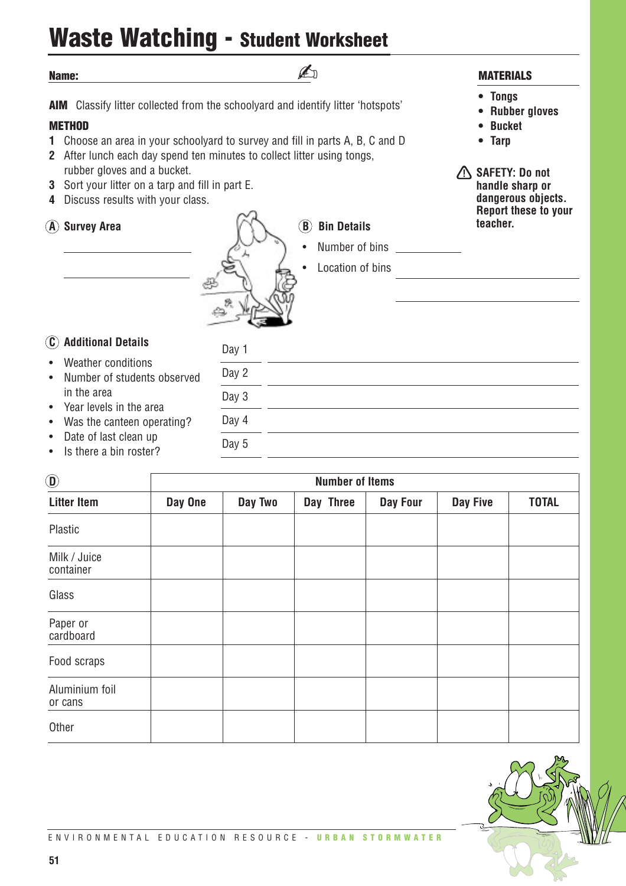# Waste Watching - Student Worksheet

**Name:** ______________________

**AIM** Classify litter collected from the schoolyard and identify litter 'hotspots'

**METHOD**

1. Choose an area in your schoolyard to survey and fill in parts A, B, C and D
2. After lunch each day spend ten minutes to collect litter using tongs, rubber gloves and a bucket.
3. Sort your litter on a tarp and fill in part E.
4. Discuss results with your class.

**MATERIALS**

- **Tongs**
- **Rubber gloves**
- **Bucket**
- **Tarp**

⚠ **SAFETY: Do not handle sharp or dangerous objects. Report these to your teacher.**

### A Survey Area

______________________

______________________

### B Bin Details

- Number of bins ____________
- Location of bins ______________________

______________________

### C Additional Details

- Weather conditions
- Number of students observed in the area
- Year levels in the area
- Was the canteen operating?
- Date of last clean up
- Is there a bin roster?

Day 1 ______________________

Day 2 ______________________

Day 3 ______________________

Day 4 ______________________

Day 5 ______________________

### D

| | Number of Items | | | | | |
|---|---|---|---|---|---|---|
| **Litter Item** | **Day One** | **Day Two** | **Day Three** | **Day Four** | **Day Five** | **TOTAL** |
| Plastic | | | | | | |
| Milk / Juice container | | | | | | |
| Glass | | | | | | |
| Paper or cardboard | | | | | | |
| Food scraps | | | | | | |
| Aluminium foil or cans | | | | | | |
| Other | | | | | | |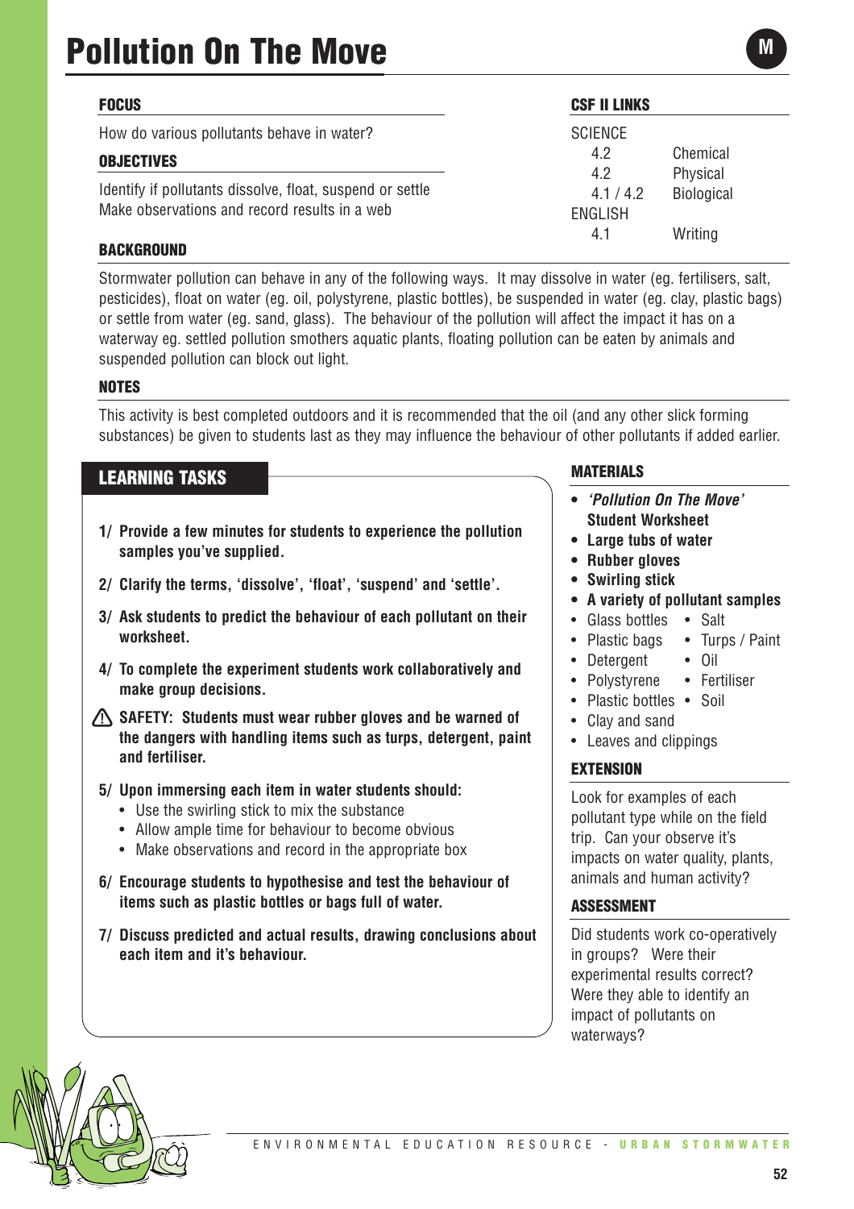# Pollution On The Move

M

### FOCUS

How do various pollutants behave in water?

### OBJECTIVES

Identify if pollutants dissolve, float, suspend or settle
Make observations and record results in a web

### CSF II LINKS

| | |
|---|---|
| SCIENCE | |
| 4.2 | Chemical |
| 4.2 | Physical |
| 4.1 / 4.2 | Biological |
| ENGLISH | |
| 4.1 | Writing |

### BACKGROUND

Stormwater pollution can behave in any of the following ways. It may dissolve in water (eg. fertilisers, salt, pesticides), float on water (eg. oil, polystyrene, plastic bottles), be suspended in water (eg. clay, plastic bags) or settle from water (eg. sand, glass). The behaviour of the pollution will affect the impact it has on a waterway eg. settled pollution smothers aquatic plants, floating pollution can be eaten by animals and suspended pollution can block out light.

### NOTES

This activity is best completed outdoors and it is recommended that the oil (and any other slick forming substances) be given to students last as they may influence the behaviour of other pollutants if added earlier.

## LEARNING TASKS

**1/ Provide a few minutes for students to experience the pollution samples you've supplied.**

**2/ Clarify the terms, 'dissolve', 'float', 'suspend' and 'settle'.**

**3/ Ask students to predict the behaviour of each pollutant on their worksheet.**

**4/ To complete the experiment students work collaboratively and make group decisions.**

⚠ **SAFETY: Students must wear rubber gloves and be warned of the dangers with handling items such as turps, detergent, paint and fertiliser.**

**5/ Upon immersing each item in water students should:**
- Use the swirling stick to mix the substance
- Allow ample time for behaviour to become obvious
- Make observations and record in the appropriate box

**6/ Encourage students to hypothesise and test the behaviour of items such as plastic bottles or bags full of water.**

**7/ Discuss predicted and actual results, drawing conclusions about each item and it's behaviour.**

### MATERIALS

- ***'Pollution On The Move'* Student Worksheet**
- **Large tubs of water**
- **Rubber gloves**
- **Swirling stick**
- **A variety of pollutant samples**
  - Glass bottles
  - Salt
  - Plastic bags
  - Turps / Paint
  - Detergent
  - Oil
  - Polystyrene
  - Fertiliser
  - Plastic bottles
  - Soil
  - Clay and sand
  - Leaves and clippings

### EXTENSION

Look for examples of each pollutant type while on the field trip. Can your observe it's impacts on water quality, plants, animals and human activity?

### ASSESSMENT

Did students work co-operatively in groups? Were their experimental results correct? Were they able to identify an impact of pollutants on waterways?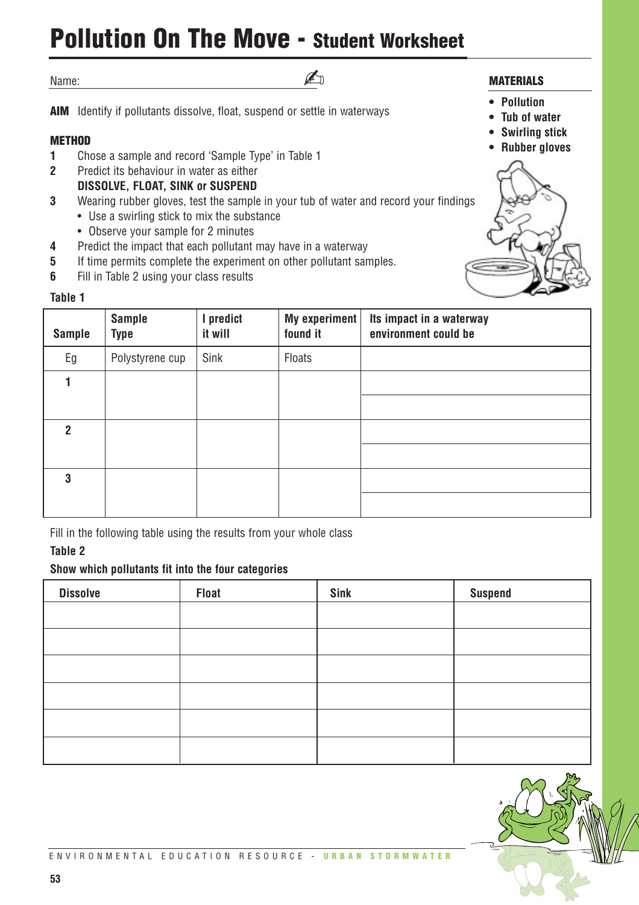# Pollution On The Move - Student Worksheet

Name:

## MATERIALS

- **Pollution**
- **Tub of water**
- **Swirling stick**
- **Rubber gloves**

**AIM** Identify if pollutants dissolve, float, suspend or settle in waterways

### METHOD

1. Chose a sample and record 'Sample Type' in Table 1
2. Predict its behaviour in water as either **DISSOLVE, FLOAT, SINK or SUSPEND**
3. Wearing rubber gloves, test the sample in your tub of water and record your findings
   - Use a swirling stick to mix the substance
   - Observe your sample for 2 minutes
4. Predict the impact that each pollutant may have in a waterway
5. If time permits complete the experiment on other pollutant samples.
6. Fill in Table 2 using your class results

**Table 1**

| Sample | Sample Type | I predict it will | My experiment found it | Its impact in a waterway environment could be |
|---|---|---|---|---|
| Eg | Polystyrene cup | Sink | Floats | |
| 1 | | | | |
| 2 | | | | |
| 3 | | | | |

Fill in the following table using the results from your whole class

**Table 2**

**Show which pollutants fit into the four categories**

| Dissolve | Float | Sink | Suspend |
|---|---|---|---|
| | | | |
| | | | |
| | | | |
| | | | |
| | | | |
| | | | |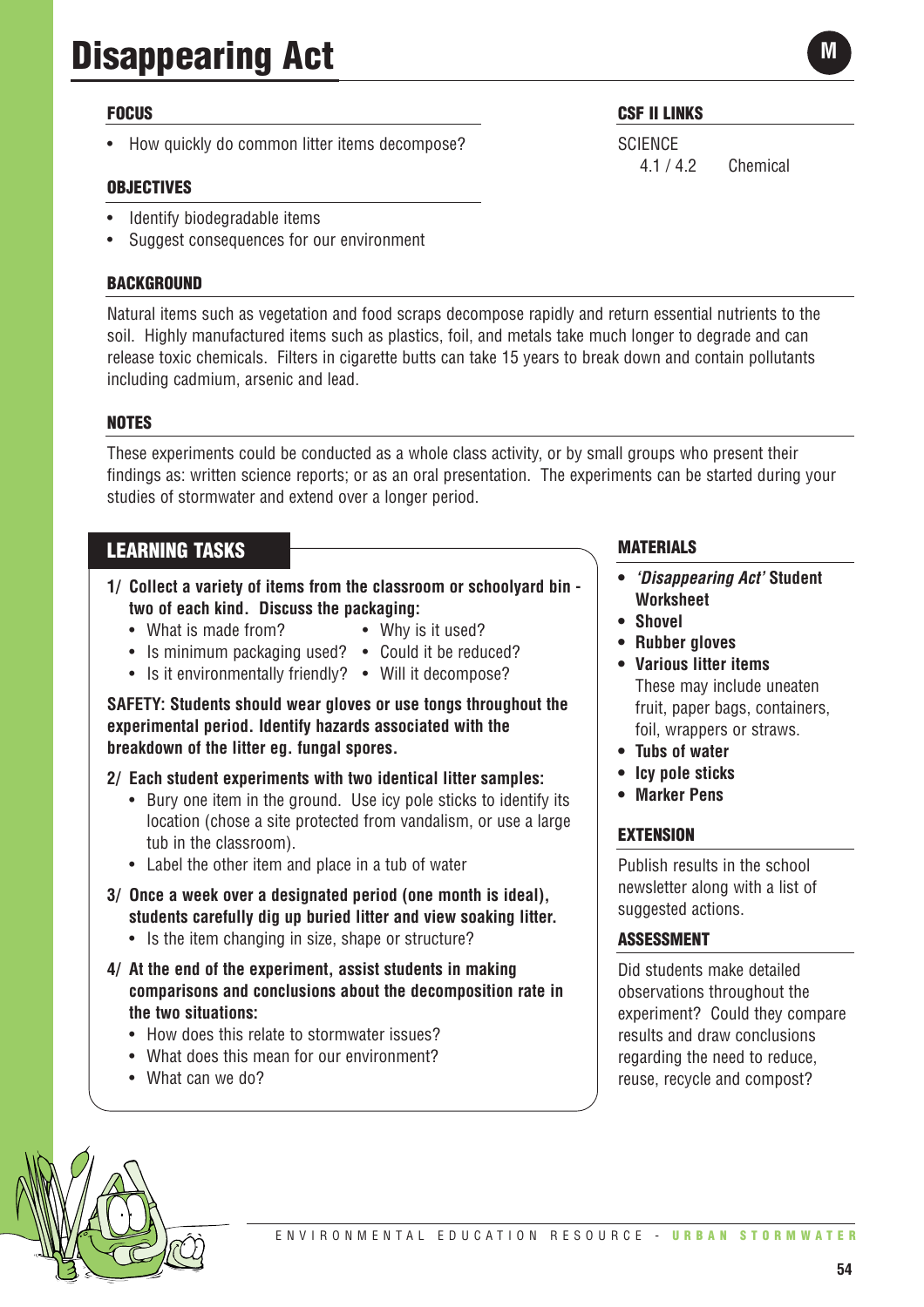# Disappearing Act

M

## FOCUS

- How quickly do common litter items decompose?

## OBJECTIVES

- Identify biodegradable items
- Suggest consequences for our environment

## CSF II LINKS

SCIENCE
4.1 / 4.2 Chemical

## BACKGROUND

Natural items such as vegetation and food scraps decompose rapidly and return essential nutrients to the soil. Highly manufactured items such as plastics, foil, and metals take much longer to degrade and can release toxic chemicals. Filters in cigarette butts can take 15 years to break down and contain pollutants including cadmium, arsenic and lead.

## NOTES

These experiments could be conducted as a whole class activity, or by small groups who present their findings as: written science reports; or as an oral presentation. The experiments can be started during your studies of stormwater and extend over a longer period.

## LEARNING TASKS

**1/ Collect a variety of items from the classroom or schoolyard bin - two of each kind. Discuss the packaging:**

- What is made from?
- Why is it used?
- Is minimum packaging used?
- Could it be reduced?
- Is it environmentally friendly?
- Will it decompose?

**SAFETY: Students should wear gloves or use tongs throughout the experimental period. Identify hazards associated with the breakdown of the litter eg. fungal spores.**

**2/ Each student experiments with two identical litter samples:**

- Bury one item in the ground. Use icy pole sticks to identify its location (chose a site protected from vandalism, or use a large tub in the classroom).
- Label the other item and place in a tub of water

**3/ Once a week over a designated period (one month is ideal), students carefully dig up buried litter and view soaking litter.**

- Is the item changing in size, shape or structure?

**4/ At the end of the experiment, assist students in making comparisons and conclusions about the decomposition rate in the two situations:**

- How does this relate to stormwater issues?
- What does this mean for our environment?
- What can we do?

## MATERIALS

- ***'Disappearing Act'* Student Worksheet**
- **Shovel**
- **Rubber gloves**
- **Various litter items**
  These may include uneaten fruit, paper bags, containers, foil, wrappers or straws.
- **Tubs of water**
- **Icy pole sticks**
- **Marker Pens**

## EXTENSION

Publish results in the school newsletter along with a list of suggested actions.

## ASSESSMENT

Did students make detailed observations throughout the experiment? Could they compare results and draw conclusions regarding the need to reduce, reuse, recycle and compost?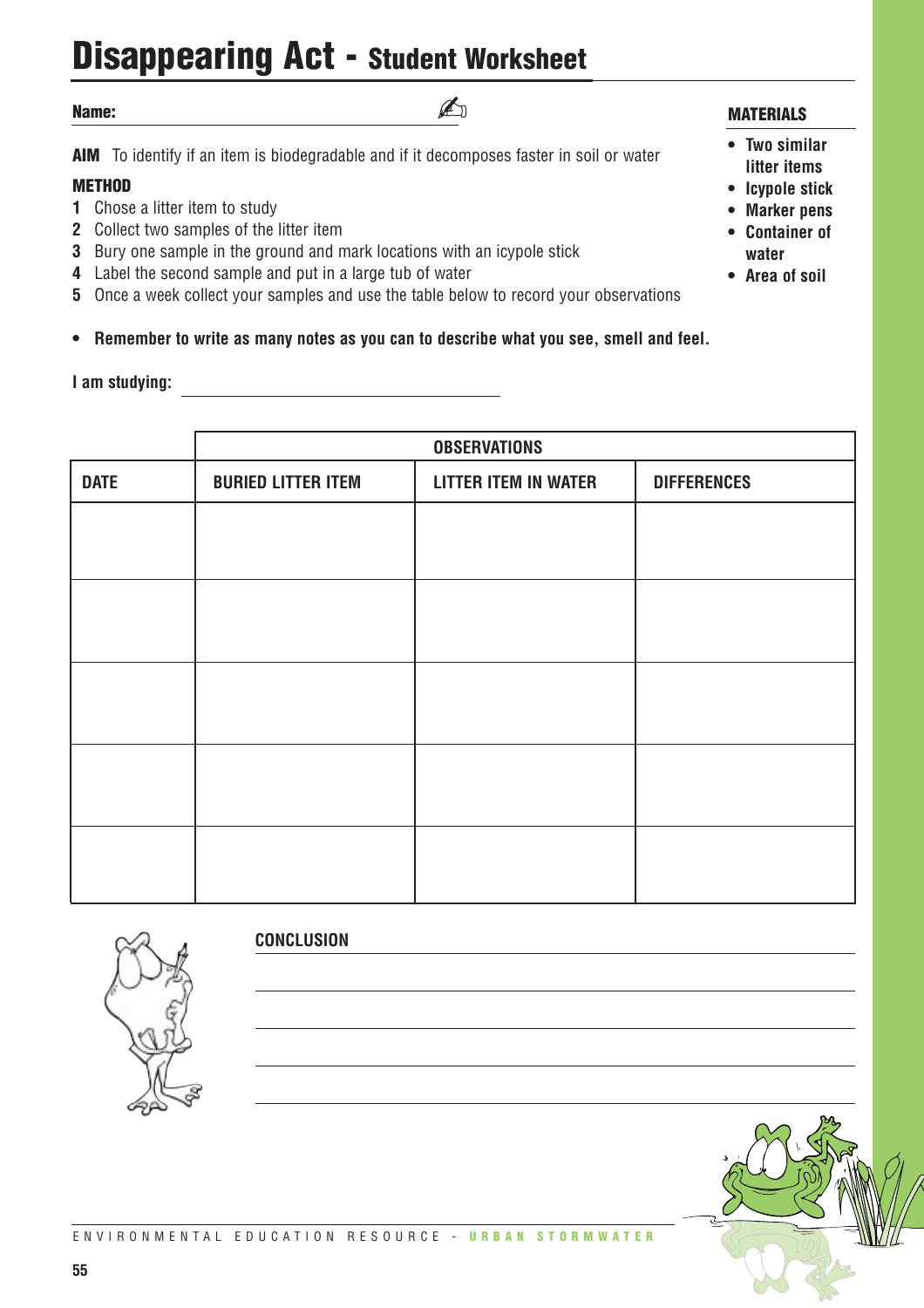# Disappearing Act - Student Worksheet

**Name:**

**MATERIALS**

- **Two similar litter items**
- **Icypole stick**
- **Marker pens**
- **Container of water**
- **Area of soil**

**AIM** To identify if an item is biodegradable and if it decomposes faster in soil or water

**METHOD**

1. Chose a litter item to study
2. Collect two samples of the litter item
3. Bury one sample in the ground and mark locations with an icypole stick
4. Label the second sample and put in a large tub of water
5. Once a week collect your samples and use the table below to record your observations

- **Remember to write as many notes as you can to describe what you see, smell and feel.**

**I am studying:**

| | OBSERVATIONS | | |
|---|---|---|---|
| **DATE** | **BURIED LITTER ITEM** | **LITTER ITEM IN WATER** | **DIFFERENCES** |
| | | | |
| | | | |
| | | | |
| | | | |
| | | | |

**CONCLUSION**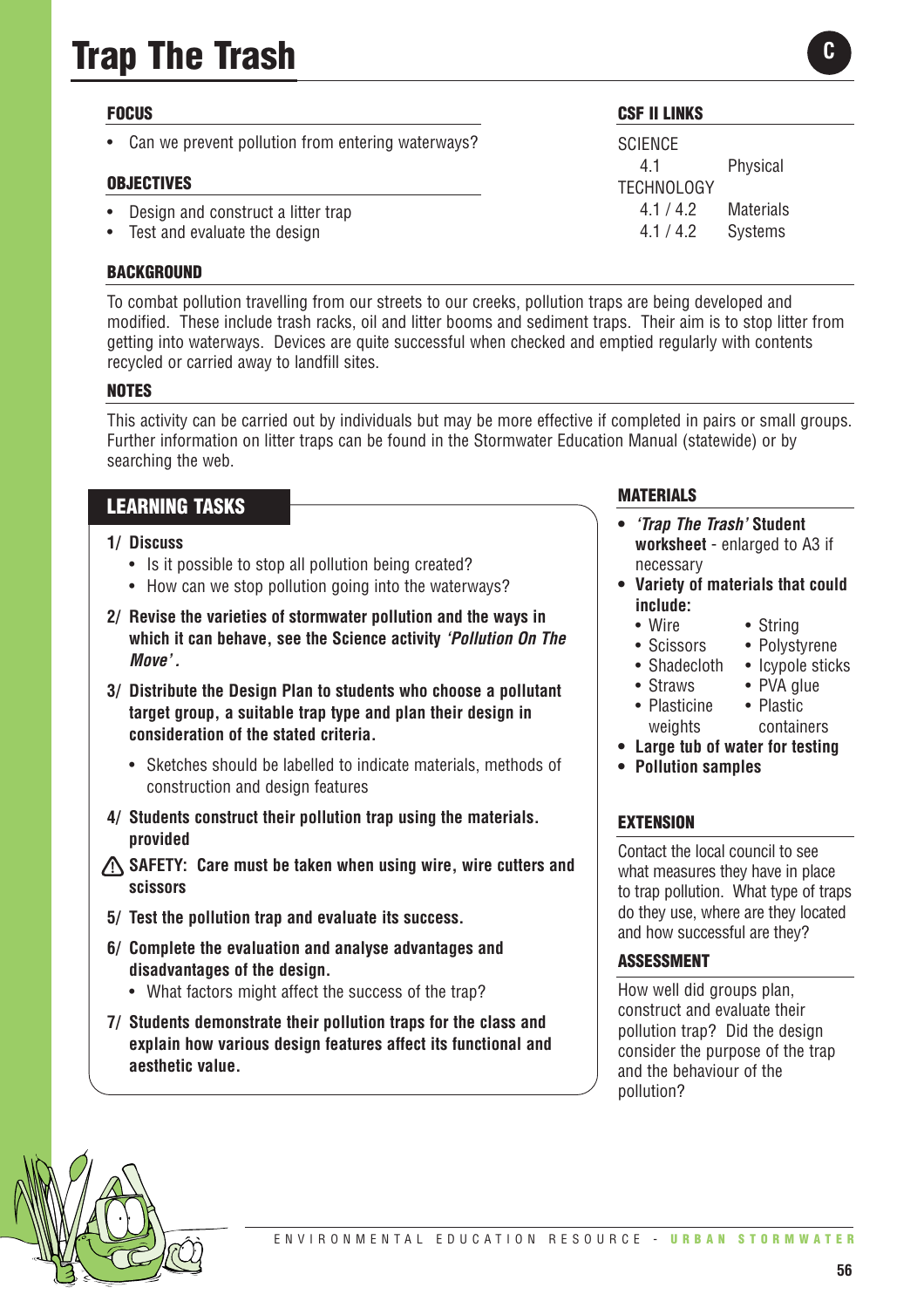# Trap The Trash

C

## FOCUS

- Can we prevent pollution from entering waterways?

## OBJECTIVES

- Design and construct a litter trap
- Test and evaluate the design

## CSF II LINKS

SCIENCE

| | |
|---|---|
| 4.1 | Physical |

TECHNOLOGY

| | |
|---|---|
| 4.1 / 4.2 | Materials |
| 4.1 / 4.2 | Systems |

## BACKGROUND

To combat pollution travelling from our streets to our creeks, pollution traps are being developed and modified. These include trash racks, oil and litter booms and sediment traps. Their aim is to stop litter from getting into waterways. Devices are quite successful when checked and emptied regularly with contents recycled or carried away to landfill sites.

## NOTES

This activity can be carried out by individuals but may be more effective if completed in pairs or small groups. Further information on litter traps can be found in the Stormwater Education Manual (statewide) or by searching the web.

## LEARNING TASKS

**1/ Discuss**

- Is it possible to stop all pollution being created?
- How can we stop pollution going into the waterways?

**2/ Revise the varieties of stormwater pollution and the ways in which it can behave, see the Science activity *'Pollution On The Move'*.**

**3/ Distribute the Design Plan to students who choose a pollutant target group, a suitable trap type and plan their design in consideration of the stated criteria.**

- Sketches should be labelled to indicate materials, methods of construction and design features

**4/ Students construct their pollution trap using the materials. provided**

**⚠ SAFETY: Care must be taken when using wire, wire cutters and scissors**

**5/ Test the pollution trap and evaluate its success.**

**6/ Complete the evaluation and analyse advantages and disadvantages of the design.**

- What factors might affect the success of the trap?

**7/ Students demonstrate their pollution traps for the class and explain how various design features affect its functional and aesthetic value.**

## MATERIALS

- ***'Trap The Trash'* Student worksheet** - enlarged to A3 if necessary
- **Variety of materials that could include:**
  - Wire
  - Scissors
  - Shadecloth
  - Straws
  - Plasticine weights
  - String
  - Polystyrene
  - Icypole sticks
  - PVA glue
  - Plastic containers
- **Large tub of water for testing**
- **Pollution samples**

## EXTENSION

Contact the local council to see what measures they have in place to trap pollution. What type of traps do they use, where are they located and how successful are they?

## ASSESSMENT

How well did groups plan, construct and evaluate their pollution trap? Did the design consider the purpose of the trap and the behaviour of the pollution?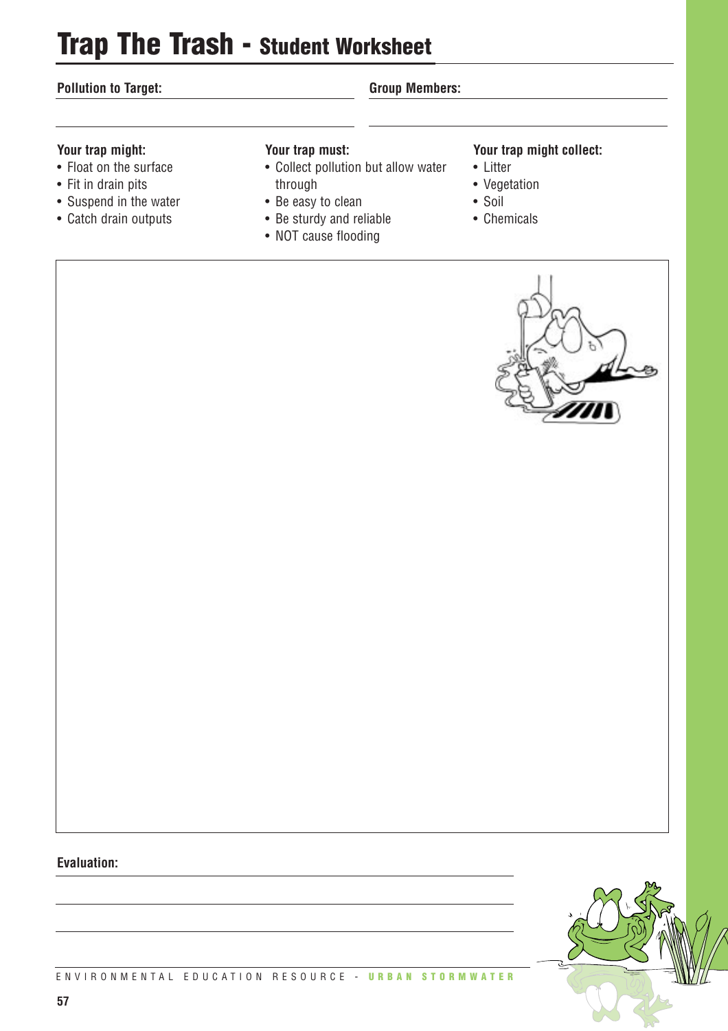# Trap The Trash - Student Worksheet

**Pollution to Target:**

**Group Members:**

**Your trap might:**

- Float on the surface
- Fit in drain pits
- Suspend in the water
- Catch drain outputs

**Your trap must:**

- Collect pollution but allow water through
- Be easy to clean
- Be sturdy and reliable
- NOT cause flooding

**Your trap might collect:**

- Litter
- Vegetation
- Soil
- Chemicals

**Evaluation:**